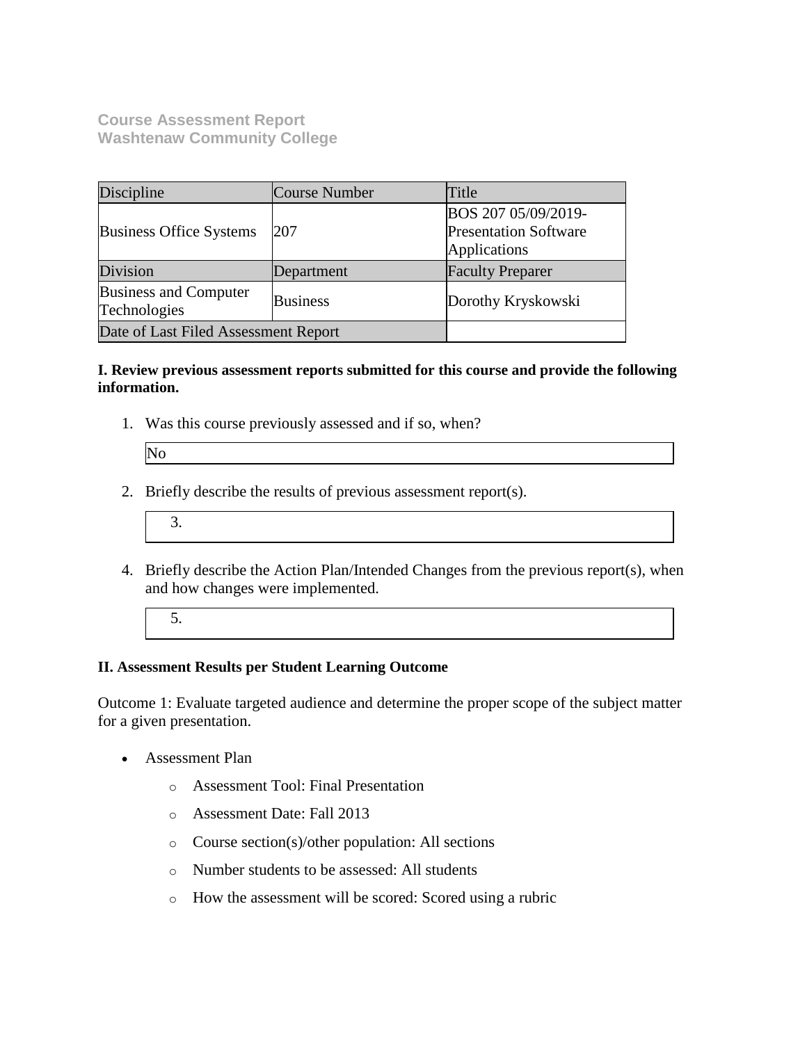**Course Assessment Report**
**Washtenaw Community College**

| Discipline | Course Number | Title |
|---|---|---|
| Business Office Systems | 207 | BOS 207 05/09/2019-Presentation Software Applications |
| Division | Department | Faculty Preparer |
| Business and Computer Technologies | Business | Dorothy Kryskowski |
| Date of Last Filed Assessment Report | | |

**I. Review previous assessment reports submitted for this course and provide the following information.**

1. Was this course previously assessed and if so, when?

   No

2. Briefly describe the results of previous assessment report(s).

   3.

4. Briefly describe the Action Plan/Intended Changes from the previous report(s), when and how changes were implemented.

   5.

**II. Assessment Results per Student Learning Outcome**

Outcome 1: Evaluate targeted audience and determine the proper scope of the subject matter for a given presentation.

- Assessment Plan
  - Assessment Tool: Final Presentation
  - Assessment Date: Fall 2013
  - Course section(s)/other population: All sections
  - Number students to be assessed: All students
  - How the assessment will be scored: Scored using a rubric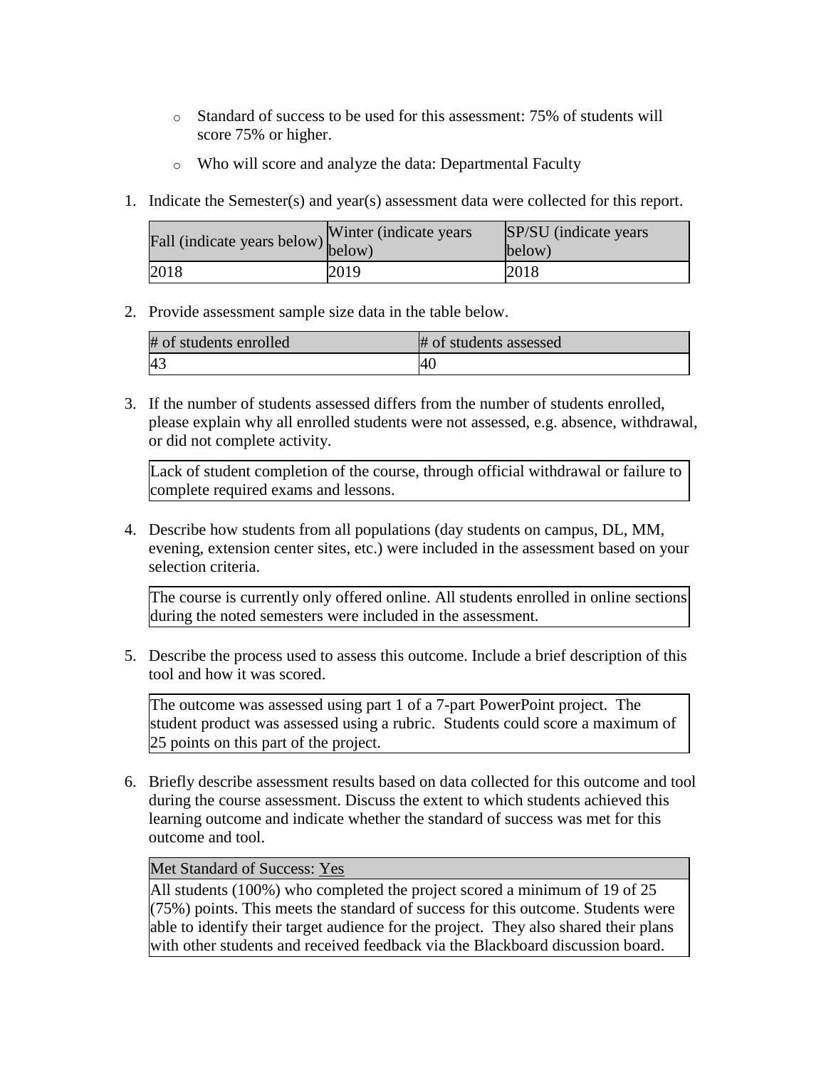- Standard of success to be used for this assessment: 75% of students will score 75% or higher.
- Who will score and analyze the data: Departmental Faculty

1. Indicate the Semester(s) and year(s) assessment data were collected for this report.

| Fall (indicate years below) | Winter (indicate years below) | SP/SU (indicate years below) |
|---|---|---|
| 2018 | 2019 | 2018 |

2. Provide assessment sample size data in the table below.

| # of students enrolled | # of students assessed |
|---|---|
| 43 | 40 |

3. If the number of students assessed differs from the number of students enrolled, please explain why all enrolled students were not assessed, e.g. absence, withdrawal, or did not complete activity.

| Lack of student completion of the course, through official withdrawal or failure to complete required exams and lessons. |
|---|

4. Describe how students from all populations (day students on campus, DL, MM, evening, extension center sites, etc.) were included in the assessment based on your selection criteria.

| The course is currently only offered online. All students enrolled in online sections during the noted semesters were included in the assessment. |
|---|

5. Describe the process used to assess this outcome. Include a brief description of this tool and how it was scored.

| The outcome was assessed using part 1 of a 7-part PowerPoint project. The student product was assessed using a rubric. Students could score a maximum of 25 points on this part of the project. |
|---|

6. Briefly describe assessment results based on data collected for this outcome and tool during the course assessment. Discuss the extent to which students achieved this learning outcome and indicate whether the standard of success was met for this outcome and tool.

| Met Standard of Success: Yes |
|---|
| All students (100%) who completed the project scored a minimum of 19 of 25 (75%) points. This meets the standard of success for this outcome. Students were able to identify their target audience for the project. They also shared their plans with other students and received feedback via the Blackboard discussion board. |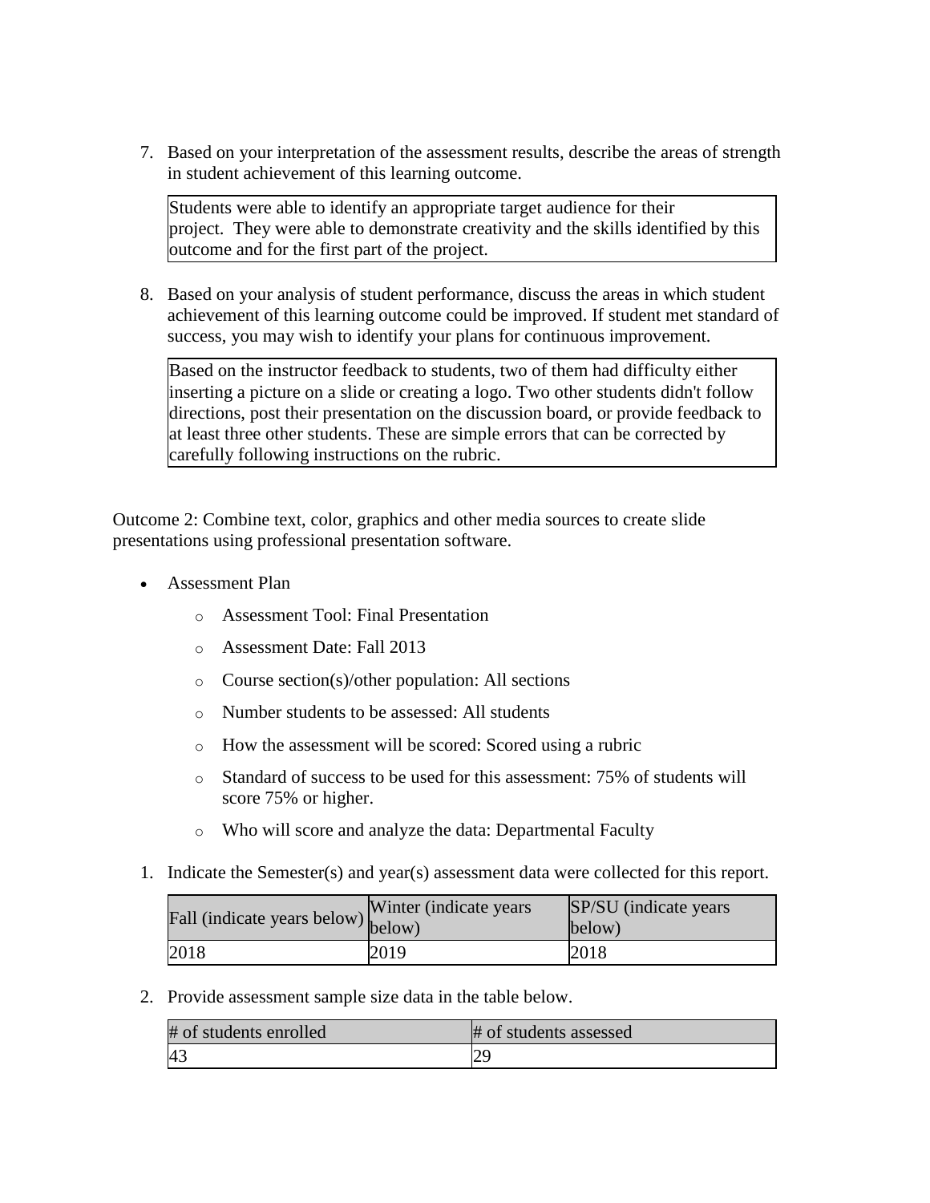7. Based on your interpretation of the assessment results, describe the areas of strength in student achievement of this learning outcome.

| Students were able to identify an appropriate target audience for their project. They were able to demonstrate creativity and the skills identified by this outcome and for the first part of the project. |
|---|

8. Based on your analysis of student performance, discuss the areas in which student achievement of this learning outcome could be improved. If student met standard of success, you may wish to identify your plans for continuous improvement.

| Based on the instructor feedback to students, two of them had difficulty either inserting a picture on a slide or creating a logo. Two other students didn't follow directions, post their presentation on the discussion board, or provide feedback to at least three other students. These are simple errors that can be corrected by carefully following instructions on the rubric. |
|---|

Outcome 2: Combine text, color, graphics and other media sources to create slide presentations using professional presentation software.

- Assessment Plan
  - Assessment Tool: Final Presentation
  - Assessment Date: Fall 2013
  - Course section(s)/other population: All sections
  - Number students to be assessed: All students
  - How the assessment will be scored: Scored using a rubric
  - Standard of success to be used for this assessment: 75% of students will score 75% or higher.
  - Who will score and analyze the data: Departmental Faculty

1. Indicate the Semester(s) and year(s) assessment data were collected for this report.

| Fall (indicate years below) | Winter (indicate years below) | SP/SU (indicate years below) |
|---|---|---|
| 2018 | 2019 | 2018 |

2. Provide assessment sample size data in the table below.

| # of students enrolled | # of students assessed |
|---|---|
| 43 | 29 |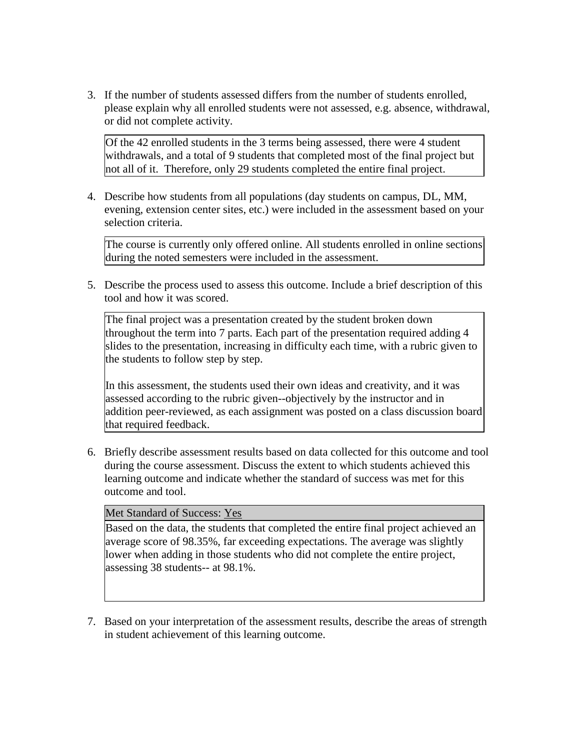3. If the number of students assessed differs from the number of students enrolled, please explain why all enrolled students were not assessed, e.g. absence, withdrawal, or did not complete activity.

| Of the 42 enrolled students in the 3 terms being assessed, there were 4 student withdrawals, and a total of 9 students that completed most of the final project but not all of it. Therefore, only 29 students completed the entire final project. |
| --- |

4. Describe how students from all populations (day students on campus, DL, MM, evening, extension center sites, etc.) were included in the assessment based on your selection criteria.

| The course is currently only offered online. All students enrolled in online sections during the noted semesters were included in the assessment. |
| --- |

5. Describe the process used to assess this outcome. Include a brief description of this tool and how it was scored.

| The final project was a presentation created by the student broken down throughout the term into 7 parts. Each part of the presentation required adding 4 slides to the presentation, increasing in difficulty each time, with a rubric given to the students to follow step by step.<br><br>In this assessment, the students used their own ideas and creativity, and it was assessed according to the rubric given--objectively by the instructor and in addition peer-reviewed, as each assignment was posted on a class discussion board that required feedback. |
| --- |

6. Briefly describe assessment results based on data collected for this outcome and tool during the course assessment. Discuss the extent to which students achieved this learning outcome and indicate whether the standard of success was met for this outcome and tool.

| Met Standard of Success: Yes |
| --- |
| Based on the data, the students that completed the entire final project achieved an average score of 98.35%, far exceeding expectations. The average was slightly lower when adding in those students who did not complete the entire project, assessing 38 students-- at 98.1%. |

7. Based on your interpretation of the assessment results, describe the areas of strength in student achievement of this learning outcome.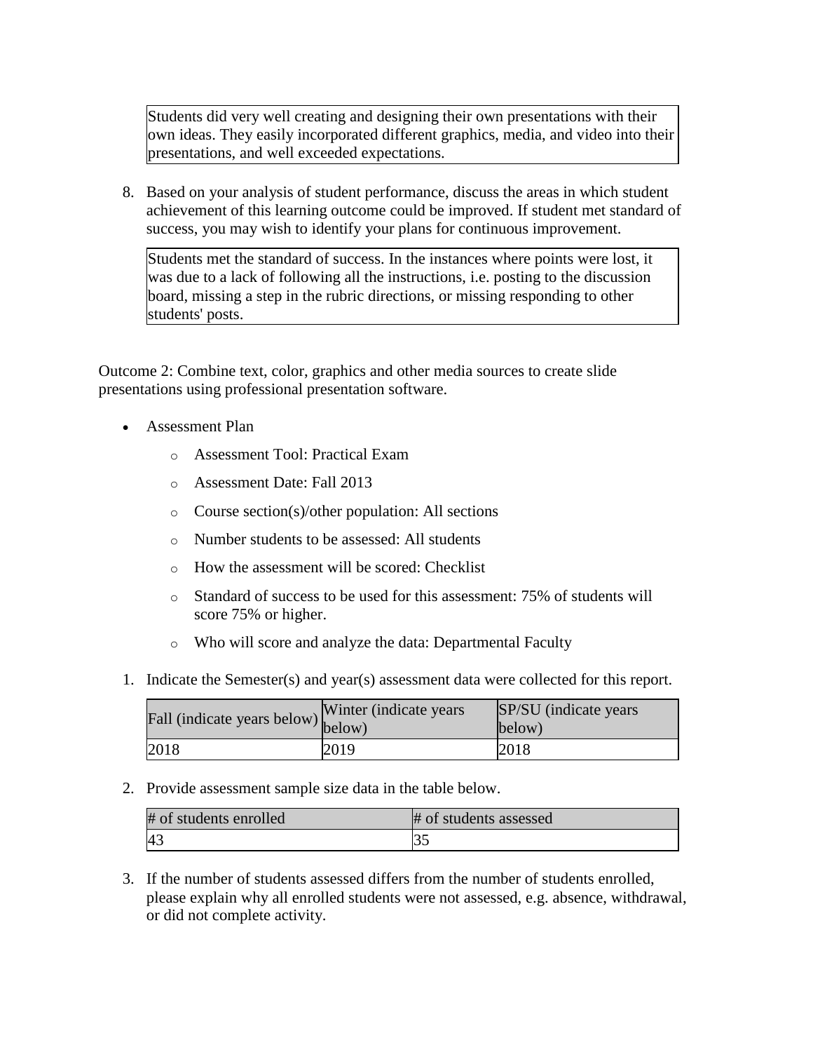Students did very well creating and designing their own presentations with their own ideas. They easily incorporated different graphics, media, and video into their presentations, and well exceeded expectations.

8. Based on your analysis of student performance, discuss the areas in which student achievement of this learning outcome could be improved. If student met standard of success, you may wish to identify your plans for continuous improvement.

Students met the standard of success. In the instances where points were lost, it was due to a lack of following all the instructions, i.e. posting to the discussion board, missing a step in the rubric directions, or missing responding to other students' posts.

Outcome 2: Combine text, color, graphics and other media sources to create slide presentations using professional presentation software.

- Assessment Plan
  - Assessment Tool: Practical Exam
  - Assessment Date: Fall 2013
  - Course section(s)/other population: All sections
  - Number students to be assessed: All students
  - How the assessment will be scored: Checklist
  - Standard of success to be used for this assessment: 75% of students will score 75% or higher.
  - Who will score and analyze the data: Departmental Faculty

1. Indicate the Semester(s) and year(s) assessment data were collected for this report.

| Fall (indicate years below) | Winter (indicate years below) | SP/SU (indicate years below) |
|---|---|---|
| 2018 | 2019 | 2018 |

2. Provide assessment sample size data in the table below.

| # of students enrolled | # of students assessed |
|---|---|
| 43 | 35 |

3. If the number of students assessed differs from the number of students enrolled, please explain why all enrolled students were not assessed, e.g. absence, withdrawal, or did not complete activity.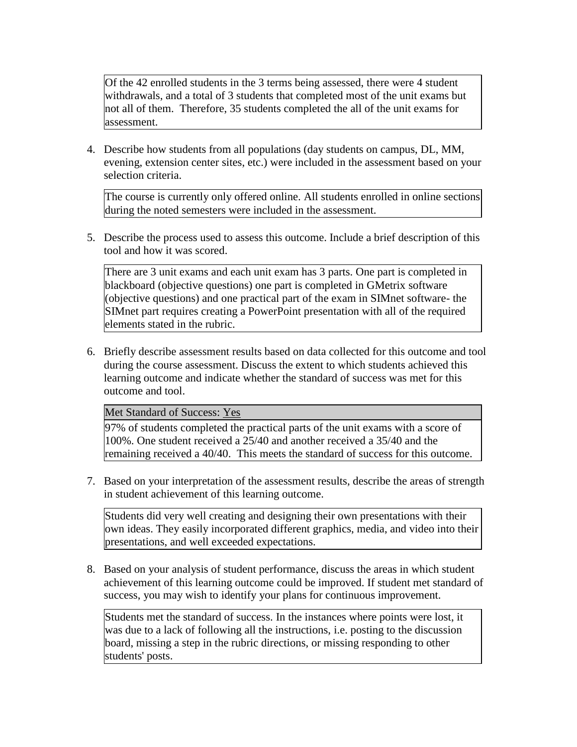Of the 42 enrolled students in the 3 terms being assessed, there were 4 student withdrawals, and a total of 3 students that completed most of the unit exams but not all of them. Therefore, 35 students completed the all of the unit exams for assessment.

4. Describe how students from all populations (day students on campus, DL, MM, evening, extension center sites, etc.) were included in the assessment based on your selection criteria.

The course is currently only offered online. All students enrolled in online sections during the noted semesters were included in the assessment.

5. Describe the process used to assess this outcome. Include a brief description of this tool and how it was scored.

There are 3 unit exams and each unit exam has 3 parts. One part is completed in blackboard (objective questions) one part is completed in GMetrix software (objective questions) and one practical part of the exam in SIMnet software- the SIMnet part requires creating a PowerPoint presentation with all of the required elements stated in the rubric.

6. Briefly describe assessment results based on data collected for this outcome and tool during the course assessment. Discuss the extent to which students achieved this learning outcome and indicate whether the standard of success was met for this outcome and tool.

Met Standard of Success: Yes

97% of students completed the practical parts of the unit exams with a score of 100%. One student received a 25/40 and another received a 35/40 and the remaining received a 40/40. This meets the standard of success for this outcome.

7. Based on your interpretation of the assessment results, describe the areas of strength in student achievement of this learning outcome.

Students did very well creating and designing their own presentations with their own ideas. They easily incorporated different graphics, media, and video into their presentations, and well exceeded expectations.

8. Based on your analysis of student performance, discuss the areas in which student achievement of this learning outcome could be improved. If student met standard of success, you may wish to identify your plans for continuous improvement.

Students met the standard of success. In the instances where points were lost, it was due to a lack of following all the instructions, i.e. posting to the discussion board, missing a step in the rubric directions, or missing responding to other students' posts.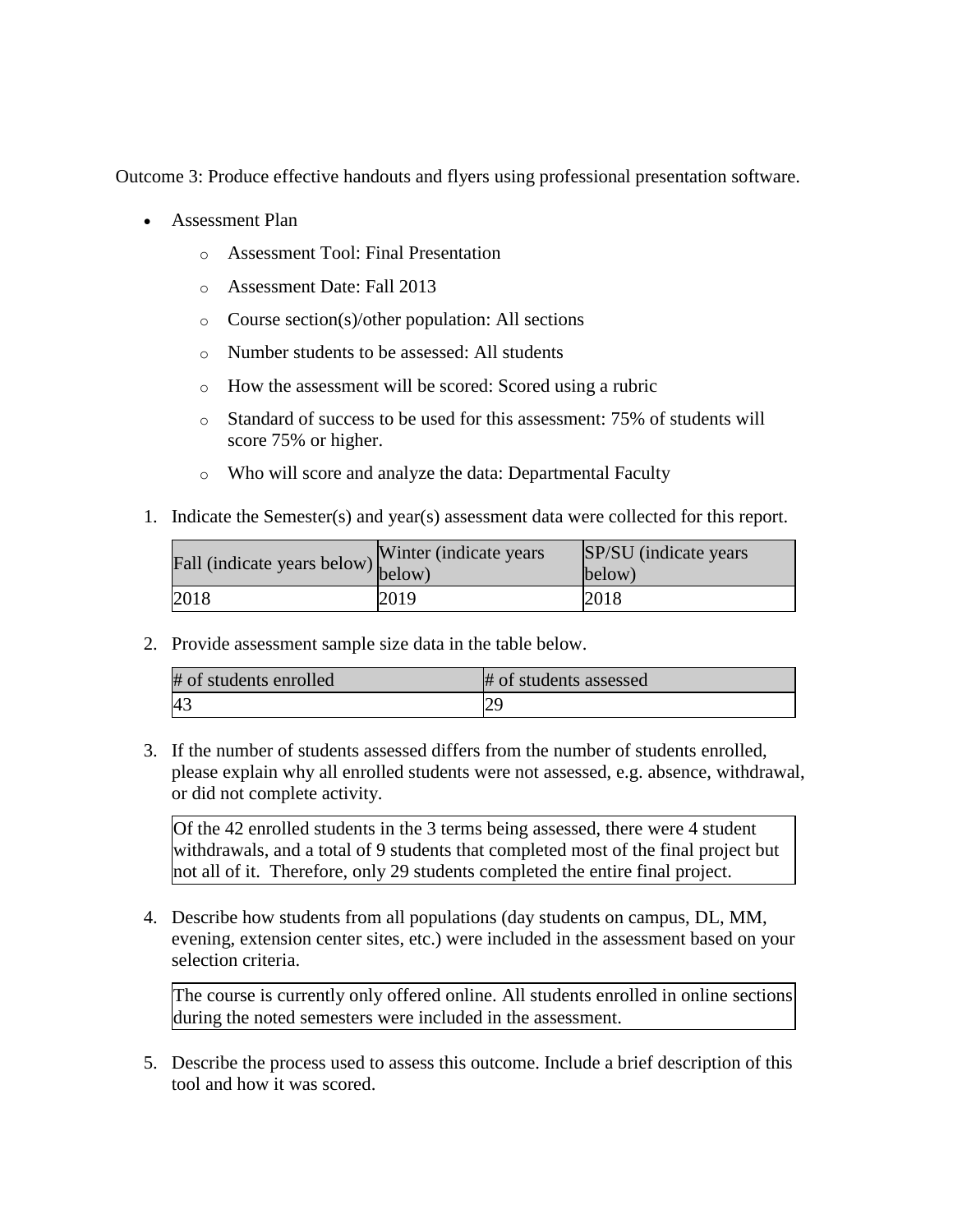Outcome 3: Produce effective handouts and flyers using professional presentation software.

- Assessment Plan
  - Assessment Tool: Final Presentation
  - Assessment Date: Fall 2013
  - Course section(s)/other population: All sections
  - Number students to be assessed: All students
  - How the assessment will be scored: Scored using a rubric
  - Standard of success to be used for this assessment: 75% of students will score 75% or higher.
  - Who will score and analyze the data: Departmental Faculty

1. Indicate the Semester(s) and year(s) assessment data were collected for this report.

| Fall (indicate years below) | Winter (indicate years below) | SP/SU (indicate years below) |
|---|---|---|
| 2018 | 2019 | 2018 |

2. Provide assessment sample size data in the table below.

| # of students enrolled | # of students assessed |
|---|---|
| 43 | 29 |

3. If the number of students assessed differs from the number of students enrolled, please explain why all enrolled students were not assessed, e.g. absence, withdrawal, or did not complete activity.

Of the 42 enrolled students in the 3 terms being assessed, there were 4 student withdrawals, and a total of 9 students that completed most of the final project but not all of it. Therefore, only 29 students completed the entire final project.

4. Describe how students from all populations (day students on campus, DL, MM, evening, extension center sites, etc.) were included in the assessment based on your selection criteria.

The course is currently only offered online. All students enrolled in online sections during the noted semesters were included in the assessment.

5. Describe the process used to assess this outcome. Include a brief description of this tool and how it was scored.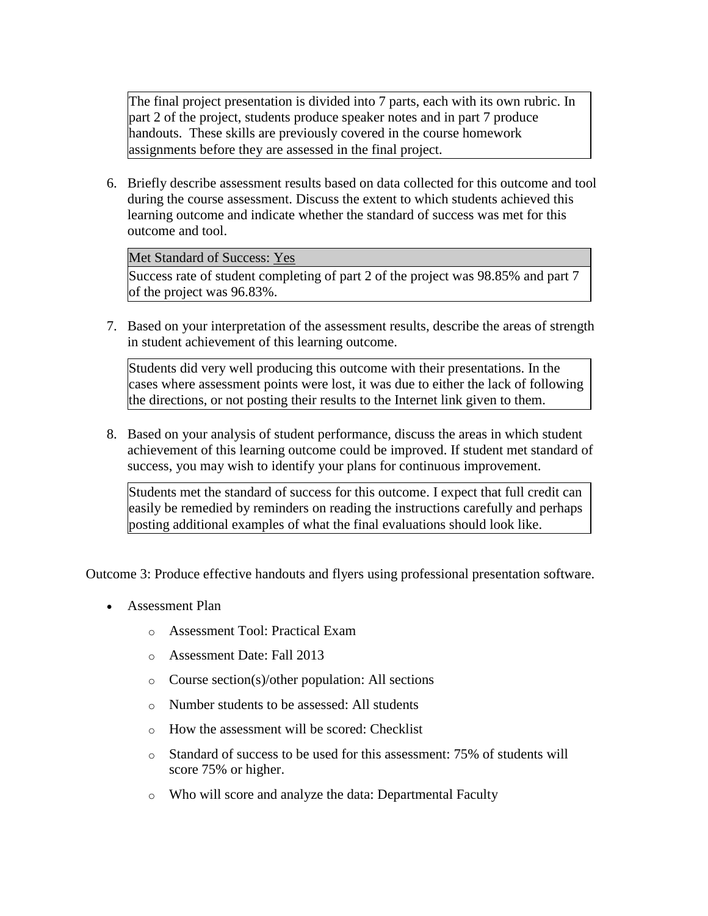The final project presentation is divided into 7 parts, each with its own rubric. In part 2 of the project, students produce speaker notes and in part 7 produce handouts. These skills are previously covered in the course homework assignments before they are assessed in the final project.

6. Briefly describe assessment results based on data collected for this outcome and tool during the course assessment. Discuss the extent to which students achieved this learning outcome and indicate whether the standard of success was met for this outcome and tool.

   Met Standard of Success: Yes

   Success rate of student completing of part 2 of the project was 98.85% and part 7 of the project was 96.83%.

7. Based on your interpretation of the assessment results, describe the areas of strength in student achievement of this learning outcome.

   Students did very well producing this outcome with their presentations. In the cases where assessment points were lost, it was due to either the lack of following the directions, or not posting their results to the Internet link given to them.

8. Based on your analysis of student performance, discuss the areas in which student achievement of this learning outcome could be improved. If student met standard of success, you may wish to identify your plans for continuous improvement.

   Students met the standard of success for this outcome. I expect that full credit can easily be remedied by reminders on reading the instructions carefully and perhaps posting additional examples of what the final evaluations should look like.

Outcome 3: Produce effective handouts and flyers using professional presentation software.

- Assessment Plan
  - Assessment Tool: Practical Exam
  - Assessment Date: Fall 2013
  - Course section(s)/other population: All sections
  - Number students to be assessed: All students
  - How the assessment will be scored: Checklist
  - Standard of success to be used for this assessment: 75% of students will score 75% or higher.
  - Who will score and analyze the data: Departmental Faculty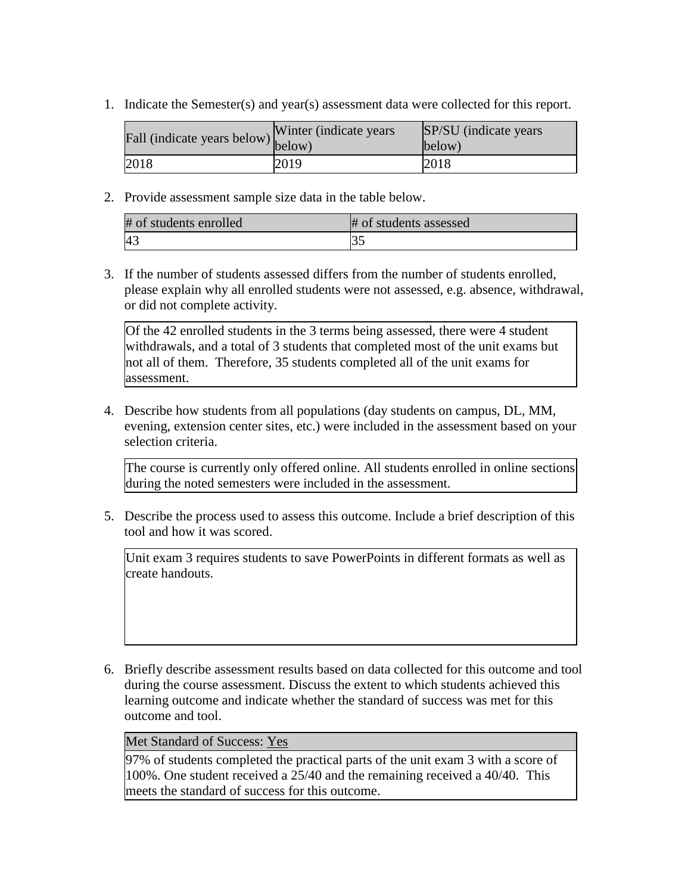1. Indicate the Semester(s) and year(s) assessment data were collected for this report.

| Fall (indicate years below) | Winter (indicate years below) | SP/SU (indicate years below) |
|---|---|---|
| 2018 | 2019 | 2018 |

2. Provide assessment sample size data in the table below.

| # of students enrolled | # of students assessed |
|---|---|
| 43 | 35 |

3. If the number of students assessed differs from the number of students enrolled, please explain why all enrolled students were not assessed, e.g. absence, withdrawal, or did not complete activity.

| Of the 42 enrolled students in the 3 terms being assessed, there were 4 student withdrawals, and a total of 3 students that completed most of the unit exams but not all of them. Therefore, 35 students completed all of the unit exams for assessment. |
|---|

4. Describe how students from all populations (day students on campus, DL, MM, evening, extension center sites, etc.) were included in the assessment based on your selection criteria.

| The course is currently only offered online. All students enrolled in online sections during the noted semesters were included in the assessment. |
|---|

5. Describe the process used to assess this outcome. Include a brief description of this tool and how it was scored.

| Unit exam 3 requires students to save PowerPoints in different formats as well as create handouts. |
|---|

6. Briefly describe assessment results based on data collected for this outcome and tool during the course assessment. Discuss the extent to which students achieved this learning outcome and indicate whether the standard of success was met for this outcome and tool.

| Met Standard of Success: Yes |
|---|
| 97% of students completed the practical parts of the unit exam 3 with a score of 100%. One student received a 25/40 and the remaining received a 40/40. This meets the standard of success for this outcome. |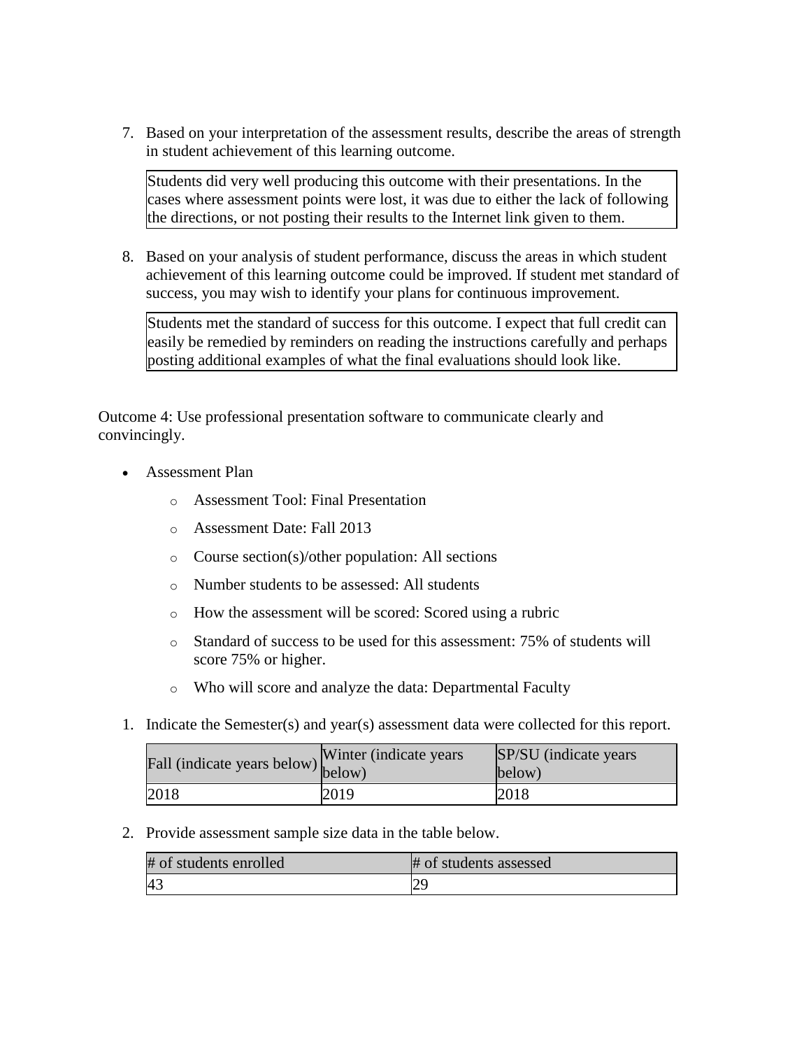7. Based on your interpretation of the assessment results, describe the areas of strength in student achievement of this learning outcome.

| Students did very well producing this outcome with their presentations. In the cases where assessment points were lost, it was due to either the lack of following the directions, or not posting their results to the Internet link given to them. |
|---|

8. Based on your analysis of student performance, discuss the areas in which student achievement of this learning outcome could be improved. If student met standard of success, you may wish to identify your plans for continuous improvement.

| Students met the standard of success for this outcome. I expect that full credit can easily be remedied by reminders on reading the instructions carefully and perhaps posting additional examples of what the final evaluations should look like. |
|---|

Outcome 4: Use professional presentation software to communicate clearly and convincingly.

- Assessment Plan
  - Assessment Tool: Final Presentation
  - Assessment Date: Fall 2013
  - Course section(s)/other population: All sections
  - Number students to be assessed: All students
  - How the assessment will be scored: Scored using a rubric
  - Standard of success to be used for this assessment: 75% of students will score 75% or higher.
  - Who will score and analyze the data: Departmental Faculty

1. Indicate the Semester(s) and year(s) assessment data were collected for this report.

| Fall (indicate years below) | Winter (indicate years below) | SP/SU (indicate years below) |
|---|---|---|
| 2018 | 2019 | 2018 |

2. Provide assessment sample size data in the table below.

| # of students enrolled | # of students assessed |
|---|---|
| 43 | 29 |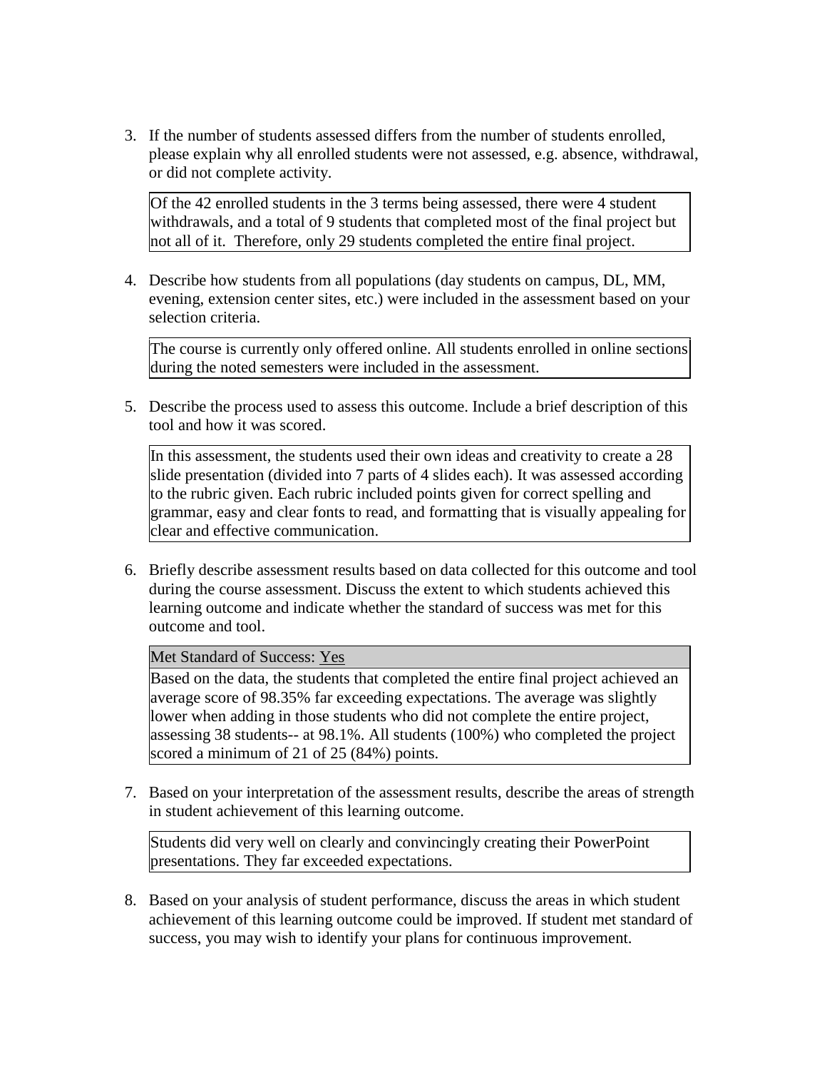3. If the number of students assessed differs from the number of students enrolled, please explain why all enrolled students were not assessed, e.g. absence, withdrawal, or did not complete activity.

   Of the 42 enrolled students in the 3 terms being assessed, there were 4 student withdrawals, and a total of 9 students that completed most of the final project but not all of it. Therefore, only 29 students completed the entire final project.

4. Describe how students from all populations (day students on campus, DL, MM, evening, extension center sites, etc.) were included in the assessment based on your selection criteria.

   The course is currently only offered online. All students enrolled in online sections during the noted semesters were included in the assessment.

5. Describe the process used to assess this outcome. Include a brief description of this tool and how it was scored.

   In this assessment, the students used their own ideas and creativity to create a 28 slide presentation (divided into 7 parts of 4 slides each). It was assessed according to the rubric given. Each rubric included points given for correct spelling and grammar, easy and clear fonts to read, and formatting that is visually appealing for clear and effective communication.

6. Briefly describe assessment results based on data collected for this outcome and tool during the course assessment. Discuss the extent to which students achieved this learning outcome and indicate whether the standard of success was met for this outcome and tool.

   Met Standard of Success: Yes

   Based on the data, the students that completed the entire final project achieved an average score of 98.35% far exceeding expectations. The average was slightly lower when adding in those students who did not complete the entire project, assessing 38 students-- at 98.1%. All students (100%) who completed the project scored a minimum of 21 of 25 (84%) points.

7. Based on your interpretation of the assessment results, describe the areas of strength in student achievement of this learning outcome.

   Students did very well on clearly and convincingly creating their PowerPoint presentations. They far exceeded expectations.

8. Based on your analysis of student performance, discuss the areas in which student achievement of this learning outcome could be improved. If student met standard of success, you may wish to identify your plans for continuous improvement.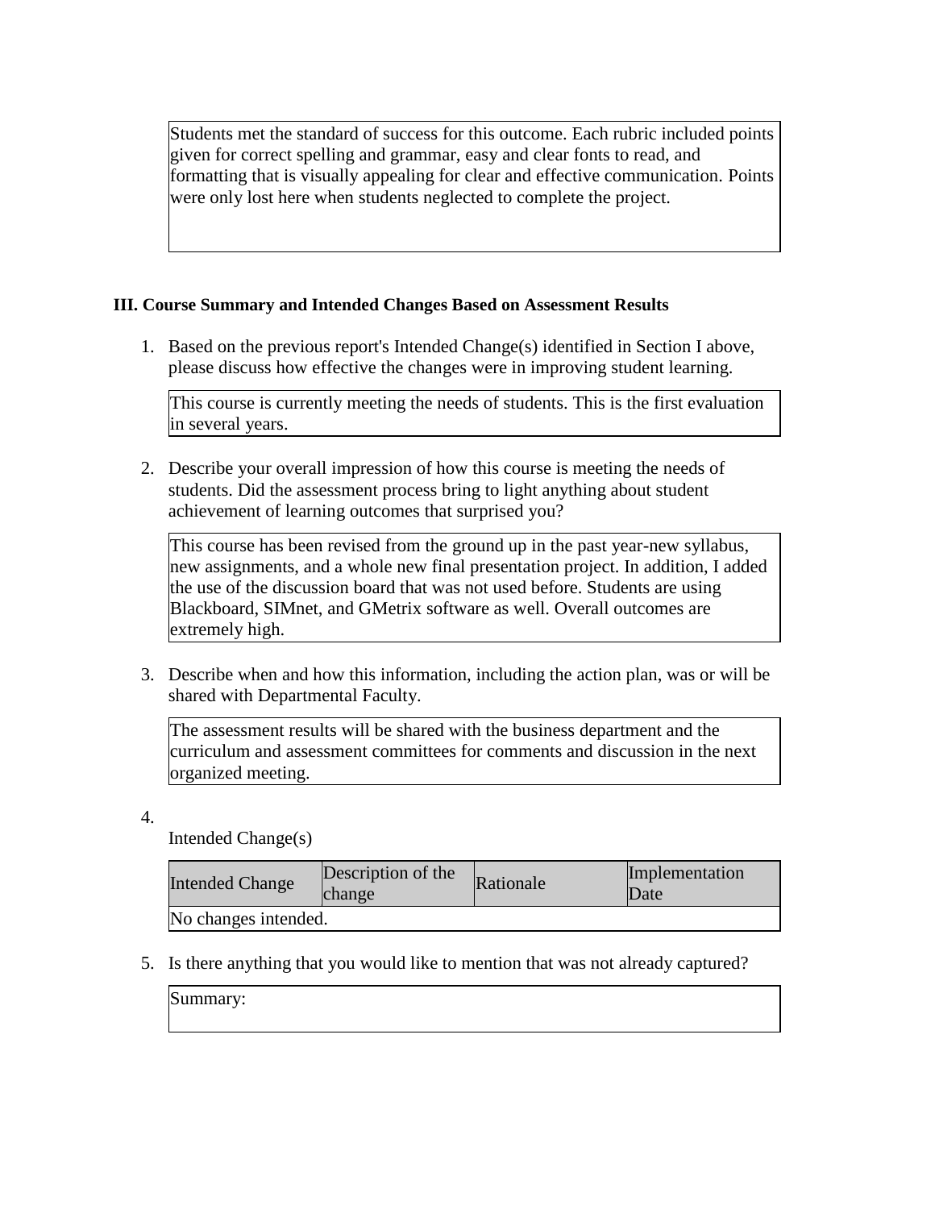Students met the standard of success for this outcome. Each rubric included points given for correct spelling and grammar, easy and clear fonts to read, and formatting that is visually appealing for clear and effective communication. Points were only lost here when students neglected to complete the project.

**III. Course Summary and Intended Changes Based on Assessment Results**

1. Based on the previous report's Intended Change(s) identified in Section I above, please discuss how effective the changes were in improving student learning.

   This course is currently meeting the needs of students. This is the first evaluation in several years.

2. Describe your overall impression of how this course is meeting the needs of students. Did the assessment process bring to light anything about student achievement of learning outcomes that surprised you?

   This course has been revised from the ground up in the past year-new syllabus, new assignments, and a whole new final presentation project. In addition, I added the use of the discussion board that was not used before. Students are using Blackboard, SIMnet, and GMetrix software as well. Overall outcomes are extremely high.

3. Describe when and how this information, including the action plan, was or will be shared with Departmental Faculty.

   The assessment results will be shared with the business department and the curriculum and assessment committees for comments and discussion in the next organized meeting.

4. Intended Change(s)

| Intended Change | Description of the change | Rationale | Implementation Date |
|---|---|---|---|
| No changes intended. | | | |

5. Is there anything that you would like to mention that was not already captured?

   Summary: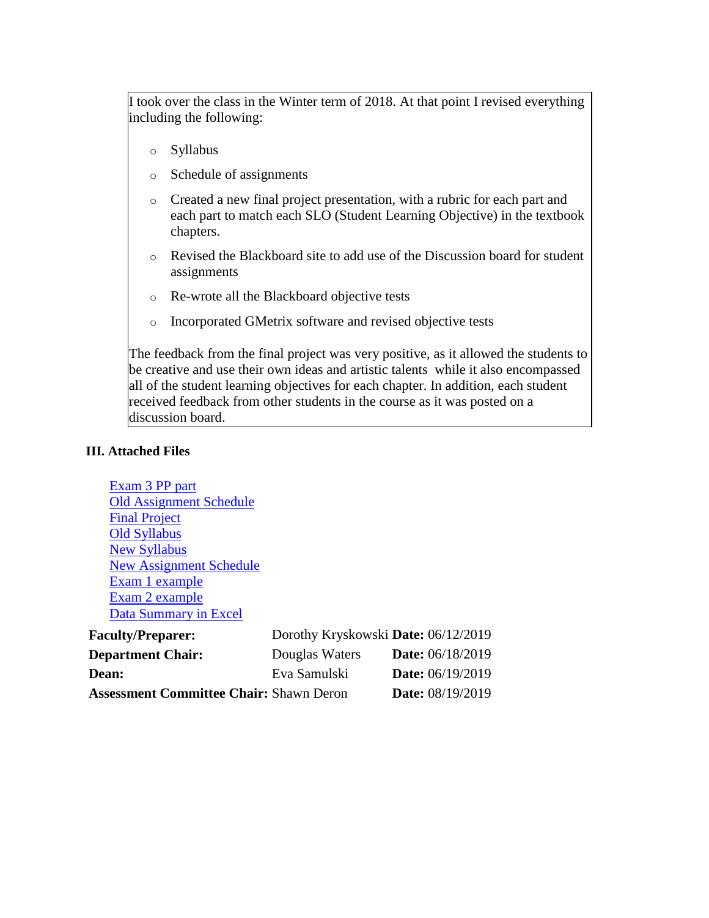I took over the class in the Winter term of 2018. At that point I revised everything including the following:

- Syllabus
- Schedule of assignments
- Created a new final project presentation, with a rubric for each part and each part to match each SLO (Student Learning Objective) in the textbook chapters.
- Revised the Blackboard site to add use of the Discussion board for student assignments
- Re-wrote all the Blackboard objective tests
- Incorporated GMetrix software and revised objective tests

The feedback from the final project was very positive, as it allowed the students to be creative and use their own ideas and artistic talents while it also encompassed all of the student learning objectives for each chapter. In addition, each student received feedback from other students in the course as it was posted on a discussion board.

### III. Attached Files

Exam 3 PP part
Old Assignment Schedule
Final Project
Old Syllabus
New Syllabus
New Assignment Schedule
Exam 1 example
Exam 2 example
Data Summary in Excel

| | | |
|---|---|---|
| **Faculty/Preparer:** | Dorothy Kryskowski | **Date:** 06/12/2019 |
| **Department Chair:** | Douglas Waters | **Date:** 06/18/2019 |
| **Dean:** | Eva Samulski | **Date:** 06/19/2019 |
| **Assessment Committee Chair:** | Shawn Deron | **Date:** 08/19/2019 |